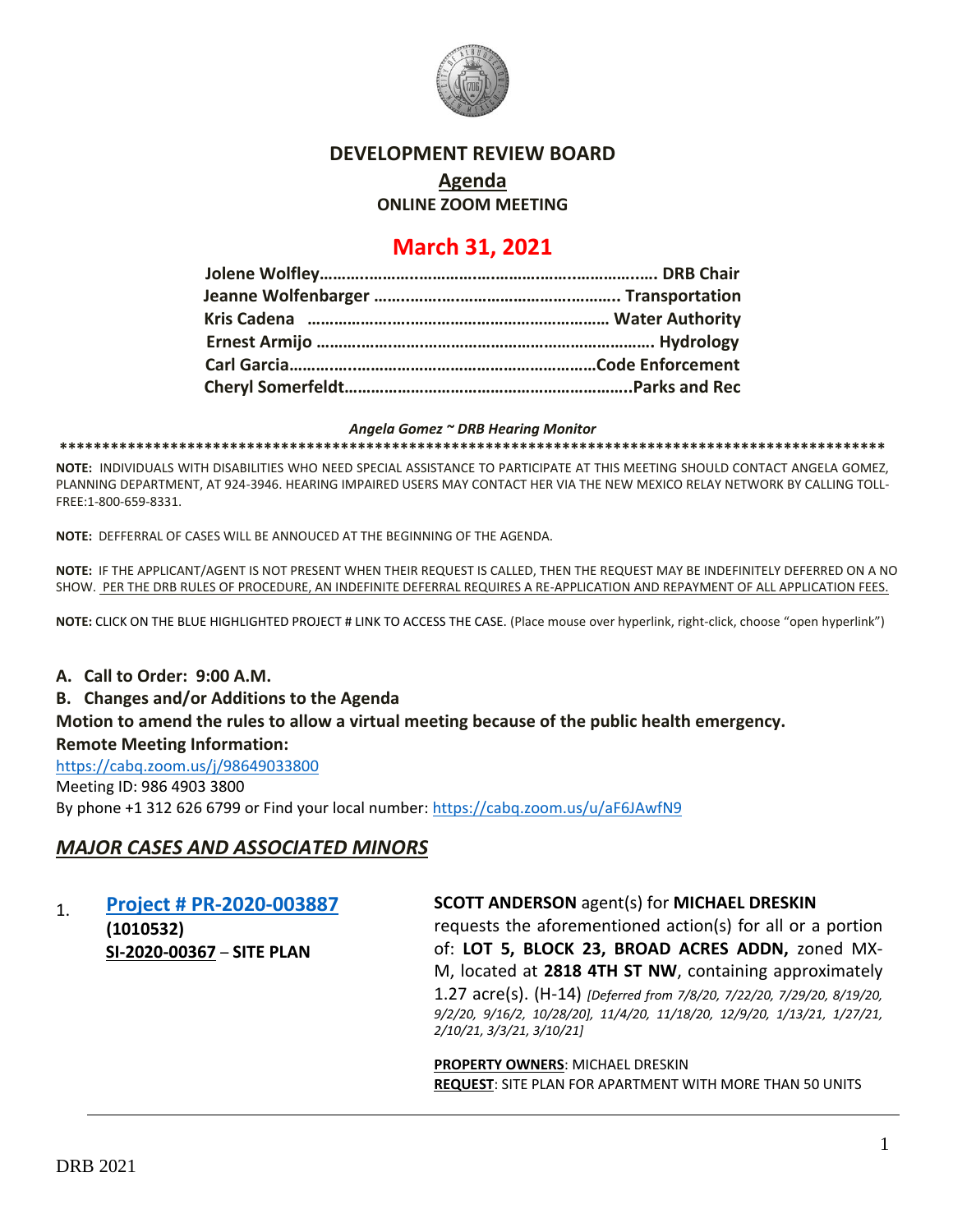# DEVELOPMENT REVIEW BOARD

## Agenda

### ONLINE ZOOM MEETING

## March 31, 2021

**Jolene Wolfley……………………………………………………………. DRB Chair**
**Jeanne Wolfenbarger ……………………………………………. Transportation**
**Kris Cadena ………………………………………………………… Water Authority**
**Ernest Armijo …………………………………………………………. Hydrology**
**Carl Garcia…………………………………………………………Code Enforcement**
**Cheryl Somerfeldt…………………………………………………….Parks and Rec**

***Angela Gomez ~ DRB Hearing Monitor***

****************************************************************************************************

**NOTE:** INDIVIDUALS WITH DISABILITIES WHO NEED SPECIAL ASSISTANCE TO PARTICIPATE AT THIS MEETING SHOULD CONTACT ANGELA GOMEZ, PLANNING DEPARTMENT, AT 924-3946. HEARING IMPAIRED USERS MAY CONTACT HER VIA THE NEW MEXICO RELAY NETWORK BY CALLING TOLL-FREE:1-800-659-8331.

**NOTE:** DEFFERRAL OF CASES WILL BE ANNOUCED AT THE BEGINNING OF THE AGENDA.

**NOTE:** IF THE APPLICANT/AGENT IS NOT PRESENT WHEN THEIR REQUEST IS CALLED, THEN THE REQUEST MAY BE INDEFINITELY DEFERRED ON A NO SHOW. PER THE DRB RULES OF PROCEDURE, AN INDEFINITE DEFERRAL REQUIRES A RE-APPLICATION AND REPAYMENT OF ALL APPLICATION FEES.

**NOTE:** CLICK ON THE BLUE HIGHLIGHTED PROJECT # LINK TO ACCESS THE CASE. (Place mouse over hyperlink, right-click, choose "open hyperlink")

**A. Call to Order: 9:00 A.M.**

**B. Changes and/or Additions to the Agenda**

**Motion to amend the rules to allow a virtual meeting because of the public health emergency.**

**Remote Meeting Information:**

https://cabq.zoom.us/j/98649033800

Meeting ID: 986 4903 3800

By phone +1 312 626 6799 or Find your local number: https://cabq.zoom.us/u/aF6JAwfN9

## *MAJOR CASES AND ASSOCIATED MINORS*

1. **Project # PR-2020-003887**
**(1010532)**
**SI-2020-00367** – **SITE PLAN**

**SCOTT ANDERSON** agent(s) for **MICHAEL DRESKIN** requests the aforementioned action(s) for all or a portion of: **LOT 5, BLOCK 23, BROAD ACRES ADDN,** zoned MX-M, located at **2818 4TH ST NW**, containing approximately 1.27 acre(s). (H-14) *[Deferred from 7/8/20, 7/22/20, 7/29/20, 8/19/20, 9/2/20, 9/16/2, 10/28/20], 11/4/20, 11/18/20, 12/9/20, 1/13/21, 1/27/21, 2/10/21, 3/3/21, 3/10/21]*

**PROPERTY OWNERS**: MICHAEL DRESKIN
**REQUEST**: SITE PLAN FOR APARTMENT WITH MORE THAN 50 UNITS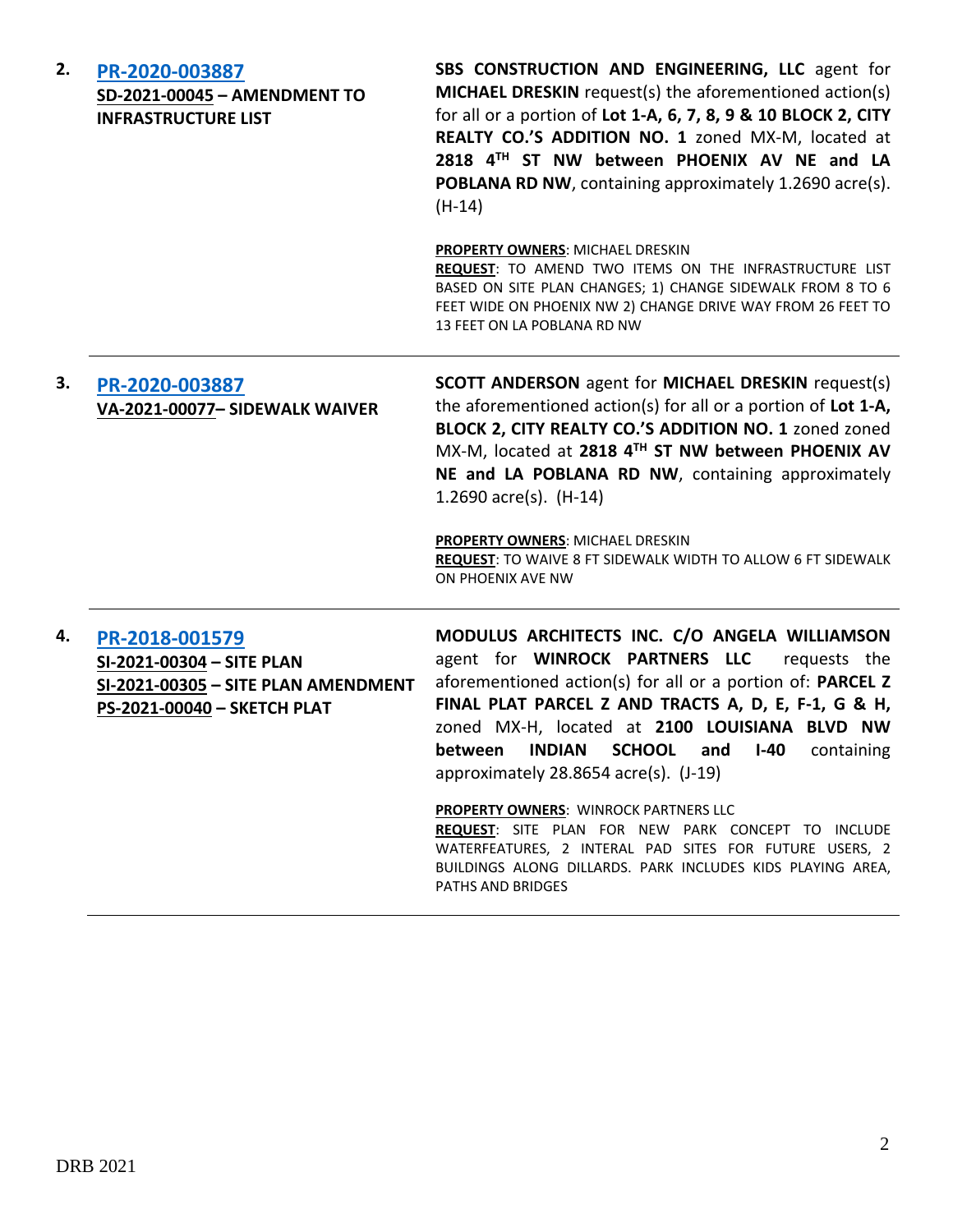| | | |
|---|---|---|
| **2.** | [**PR-2020-003887**](#)<br>**SD-2021-00045 – AMENDMENT TO INFRASTRUCTURE LIST** | **SBS CONSTRUCTION AND ENGINEERING, LLC** agent for **MICHAEL DRESKIN** request(s) the aforementioned action(s) for all or a portion of **Lot 1-A, 6, 7, 8, 9 & 10 BLOCK 2, CITY REALTY CO.'S ADDITION NO. 1** zoned MX-M, located at **2818 4TH ST NW between PHOENIX AV NE and LA POBLANA RD NW**, containing approximately 1.2690 acre(s). (H-14)<br><br>**PROPERTY OWNERS**: MICHAEL DRESKIN<br>**REQUEST**: TO AMEND TWO ITEMS ON THE INFRASTRUCTURE LIST BASED ON SITE PLAN CHANGES; 1) CHANGE SIDEWALK FROM 8 TO 6 FEET WIDE ON PHOENIX NW 2) CHANGE DRIVE WAY FROM 26 FEET TO 13 FEET ON LA POBLANA RD NW |
| **3.** | [**PR-2020-003887**](#)<br>**VA-2021-00077– SIDEWALK WAIVER** | **SCOTT ANDERSON** agent for **MICHAEL DRESKIN** request(s) the aforementioned action(s) for all or a portion of **Lot 1-A, BLOCK 2, CITY REALTY CO.'S ADDITION NO. 1** zoned zoned MX-M, located at **2818 4TH ST NW between PHOENIX AV NE and LA POBLANA RD NW**, containing approximately 1.2690 acre(s). (H-14)<br><br>**PROPERTY OWNERS**: MICHAEL DRESKIN<br>**REQUEST**: TO WAIVE 8 FT SIDEWALK WIDTH TO ALLOW 6 FT SIDEWALK ON PHOENIX AVE NW |
| **4.** | [**PR-2018-001579**](#)<br>**SI-2021-00304 – SITE PLAN**<br>**SI-2021-00305 – SITE PLAN AMENDMENT**<br>**PS-2021-00040 – SKETCH PLAT** | **MODULUS ARCHITECTS INC. C/O ANGELA WILLIAMSON** agent for **WINROCK PARTNERS LLC** requests the aforementioned action(s) for all or a portion of: **PARCEL Z FINAL PLAT PARCEL Z AND TRACTS A, D, E, F-1, G & H,** zoned MX-H, located at **2100 LOUISIANA BLVD NW between INDIAN SCHOOL and I-40** containing approximately 28.8654 acre(s). (J-19)<br><br>**PROPERTY OWNERS**: WINROCK PARTNERS LLC<br>**REQUEST**: SITE PLAN FOR NEW PARK CONCEPT TO INCLUDE WATERFEATURES, 2 INTERAL PAD SITES FOR FUTURE USERS, 2 BUILDINGS ALONG DILLARDS. PARK INCLUDES KIDS PLAYING AREA, PATHS AND BRIDGES |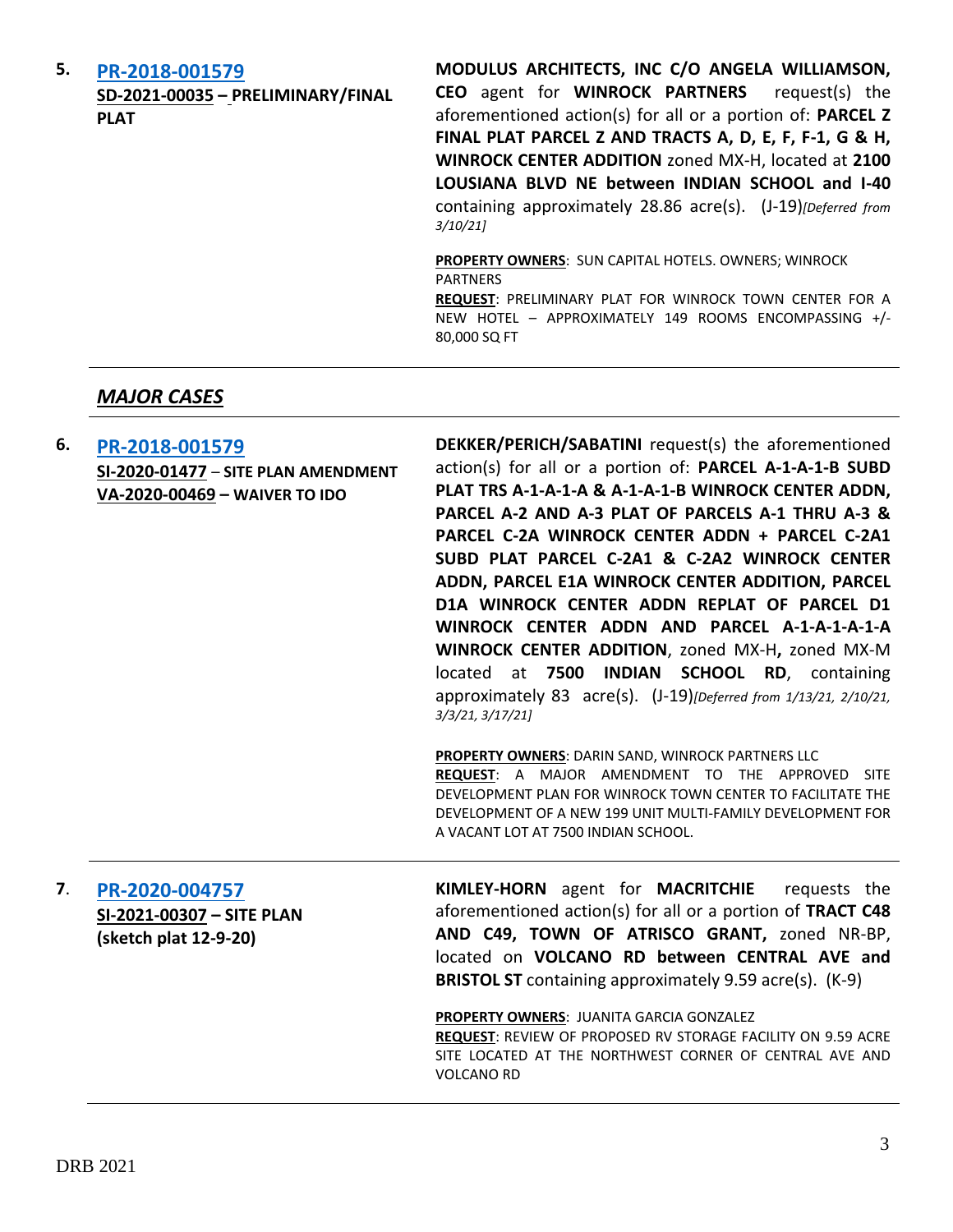**5.** **PR-2018-001579**
**SD-2021-00035 – PRELIMINARY/FINAL PLAT**

**MODULUS ARCHITECTS, INC C/O ANGELA WILLIAMSON, CEO** agent for **WINROCK PARTNERS** request(s) the aforementioned action(s) for all or a portion of: **PARCEL Z FINAL PLAT PARCEL Z AND TRACTS A, D, E, F, F-1, G & H, WINROCK CENTER ADDITION** zoned MX-H, located at **2100 LOUSIANA BLVD NE between INDIAN SCHOOL and I-40** containing approximately 28.86 acre(s). (J-19)*[Deferred from 3/10/21]*

**PROPERTY OWNERS**: SUN CAPITAL HOTELS. OWNERS; WINROCK PARTNERS
**REQUEST**: PRELIMINARY PLAT FOR WINROCK TOWN CENTER FOR A NEW HOTEL – APPROXIMATELY 149 ROOMS ENCOMPASSING +/- 80,000 SQ FT

---

## *MAJOR CASES*

---

**6.** **PR-2018-001579**
**SI-2020-01477** – **SITE PLAN AMENDMENT**
**VA-2020-00469 – WAIVER TO IDO**

**DEKKER/PERICH/SABATINI** request(s) the aforementioned action(s) for all or a portion of: **PARCEL A-1-A-1-B SUBD PLAT TRS A-1-A-1-A & A-1-A-1-B WINROCK CENTER ADDN, PARCEL A-2 AND A-3 PLAT OF PARCELS A-1 THRU A-3 & PARCEL C-2A WINROCK CENTER ADDN + PARCEL C-2A1 SUBD PLAT PARCEL C-2A1 & C-2A2 WINROCK CENTER ADDN, PARCEL E1A WINROCK CENTER ADDITION, PARCEL D1A WINROCK CENTER ADDN REPLAT OF PARCEL D1 WINROCK CENTER ADDN AND PARCEL A-1-A-1-A WINROCK CENTER ADDITION**, zoned MX-H**,** zoned MX-M located at **7500 INDIAN SCHOOL RD**, containing approximately 83 acre(s). (J-19)*[Deferred from 1/13/21, 2/10/21, 3/3/21, 3/17/21]*

**PROPERTY OWNERS**: DARIN SAND, WINROCK PARTNERS LLC
**REQUEST**: A MAJOR AMENDMENT TO THE APPROVED SITE DEVELOPMENT PLAN FOR WINROCK TOWN CENTER TO FACILITATE THE DEVELOPMENT OF A NEW 199 UNIT MULTI-FAMILY DEVELOPMENT FOR A VACANT LOT AT 7500 INDIAN SCHOOL.

---

**7.** **PR-2020-004757**
**SI-2021-00307 – SITE PLAN**
**(sketch plat 12-9-20)**

**KIMLEY-HORN** agent for **MACRITCHIE** requests the aforementioned action(s) for all or a portion of **TRACT C48 AND C49, TOWN OF ATRISCO GRANT,** zoned NR-BP, located on **VOLCANO RD between CENTRAL AVE and BRISTOL ST** containing approximately 9.59 acre(s). (K-9)

**PROPERTY OWNERS**: JUANITA GARCIA GONZALEZ
**REQUEST**: REVIEW OF PROPOSED RV STORAGE FACILITY ON 9.59 ACRE SITE LOCATED AT THE NORTHWEST CORNER OF CENTRAL AVE AND VOLCANO RD

---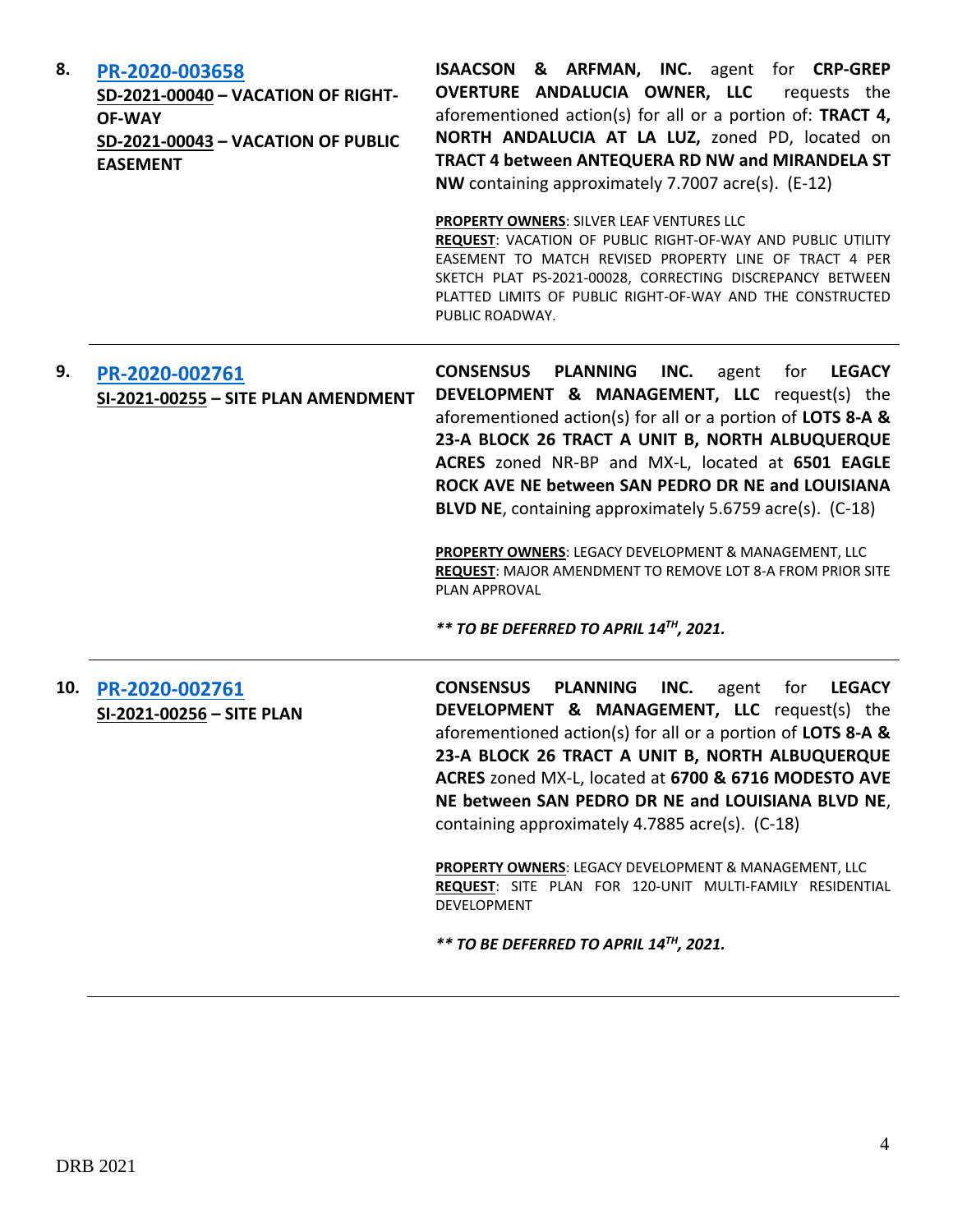8. **[PR-2020-003658](PR-2020-003658)**
**SD-2021-00040 – VACATION OF RIGHT-OF-WAY**
**SD-2021-00043 – VACATION OF PUBLIC EASEMENT**

**ISAACSON & ARFMAN, INC.** agent for **CRP-GREP OVERTURE ANDALUCIA OWNER, LLC** requests the aforementioned action(s) for all or a portion of: **TRACT 4, NORTH ANDALUCIA AT LA LUZ,** zoned PD, located on **TRACT 4 between ANTEQUERA RD NW and MIRANDELA ST NW** containing approximately 7.7007 acre(s). (E-12)

**PROPERTY OWNERS**: SILVER LEAF VENTURES LLC
**REQUEST**: VACATION OF PUBLIC RIGHT-OF-WAY AND PUBLIC UTILITY EASEMENT TO MATCH REVISED PROPERTY LINE OF TRACT 4 PER SKETCH PLAT PS-2021-00028, CORRECTING DISCREPANCY BETWEEN PLATTED LIMITS OF PUBLIC RIGHT-OF-WAY AND THE CONSTRUCTED PUBLIC ROADWAY.

---

9. **[PR-2020-002761](PR-2020-002761)**
**SI-2021-00255 – SITE PLAN AMENDMENT**

**CONSENSUS PLANNING INC.** agent for **LEGACY DEVELOPMENT & MANAGEMENT, LLC** request(s) the aforementioned action(s) for all or a portion of **LOTS 8-A & 23-A BLOCK 26 TRACT A UNIT B, NORTH ALBUQUERQUE ACRES** zoned NR-BP and MX-L, located at **6501 EAGLE ROCK AVE NE between SAN PEDRO DR NE and LOUISIANA BLVD NE**, containing approximately 5.6759 acre(s). (C-18)

**PROPERTY OWNERS**: LEGACY DEVELOPMENT & MANAGEMENT, LLC
**REQUEST**: MAJOR AMENDMENT TO REMOVE LOT 8-A FROM PRIOR SITE PLAN APPROVAL

***\** TO BE DEFERRED TO APRIL 14TH, 2021.***

---

10. **[PR-2020-002761](PR-2020-002761)**
**SI-2021-00256 – SITE PLAN**

**CONSENSUS PLANNING INC.** agent for **LEGACY DEVELOPMENT & MANAGEMENT, LLC** request(s) the aforementioned action(s) for all or a portion of **LOTS 8-A & 23-A BLOCK 26 TRACT A UNIT B, NORTH ALBUQUERQUE ACRES** zoned MX-L, located at **6700 & 6716 MODESTO AVE NE between SAN PEDRO DR NE and LOUISIANA BLVD NE**, containing approximately 4.7885 acre(s). (C-18)

**PROPERTY OWNERS**: LEGACY DEVELOPMENT & MANAGEMENT, LLC
**REQUEST**: SITE PLAN FOR 120-UNIT MULTI-FAMILY RESIDENTIAL DEVELOPMENT

***\** TO BE DEFERRED TO APRIL 14TH, 2021.***

---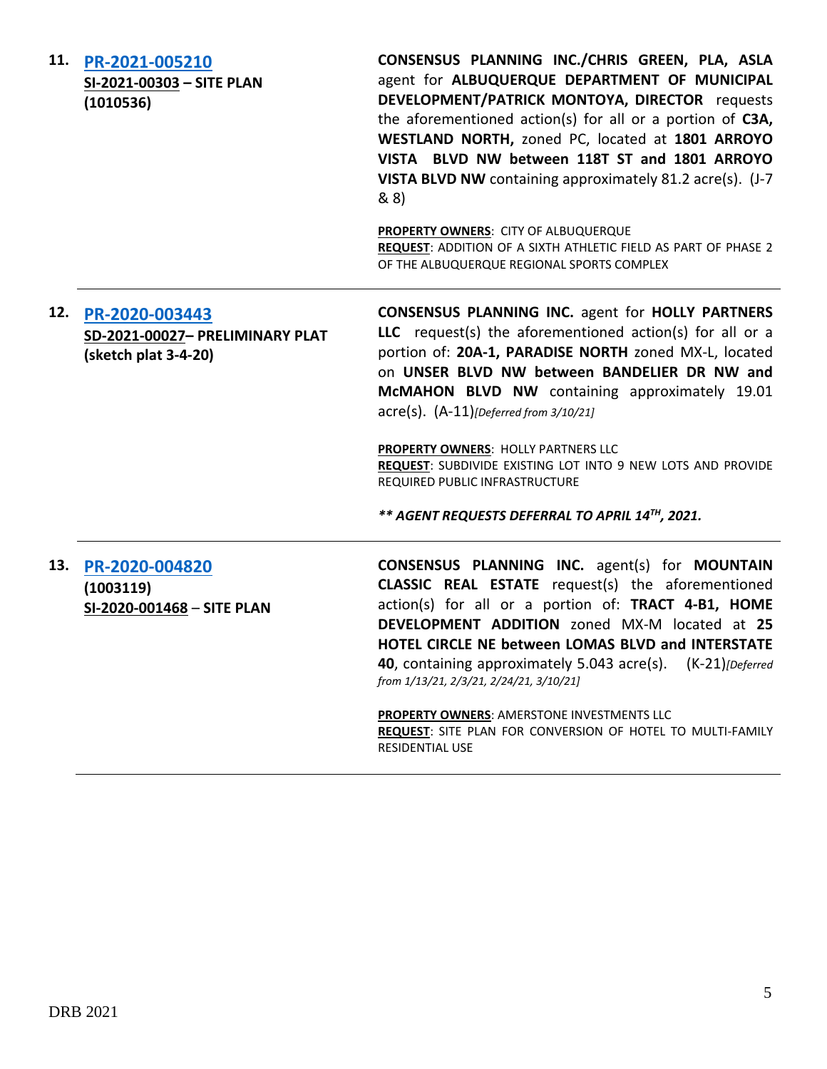| | | |
|---|---|---|
| **11.** | **PR-2021-005210**<br>**SI-2021-00303 – SITE PLAN**<br>**(1010536)** | **CONSENSUS PLANNING INC./CHRIS GREEN, PLA, ASLA** agent for **ALBUQUERQUE DEPARTMENT OF MUNICIPAL DEVELOPMENT/PATRICK MONTOYA, DIRECTOR** requests the aforementioned action(s) for all or a portion of **C3A, WESTLAND NORTH,** zoned PC, located at **1801 ARROYO VISTA BLVD NW between 118T ST and 1801 ARROYO VISTA BLVD NW** containing approximately 81.2 acre(s). (J-7 & 8)<br><br>**PROPERTY OWNERS**: CITY OF ALBUQUERQUE<br>**REQUEST**: ADDITION OF A SIXTH ATHLETIC FIELD AS PART OF PHASE 2 OF THE ALBUQUERQUE REGIONAL SPORTS COMPLEX |
| **12.** | **PR-2020-003443**<br>**SD-2021-00027– PRELIMINARY PLAT**<br>**(sketch plat 3-4-20)** | **CONSENSUS PLANNING INC.** agent for **HOLLY PARTNERS LLC** request(s) the aforementioned action(s) for all or a portion of: **20A-1, PARADISE NORTH** zoned MX-L, located on **UNSER BLVD NW between BANDELIER DR NW and McMAHON BLVD NW** containing approximately 19.01 acre(s). (A-11)*[Deferred from 3/10/21]*<br><br>**PROPERTY OWNERS**: HOLLY PARTNERS LLC<br>**REQUEST**: SUBDIVIDE EXISTING LOT INTO 9 NEW LOTS AND PROVIDE REQUIRED PUBLIC INFRASTRUCTURE<br><br>***\*\* AGENT REQUESTS DEFERRAL TO APRIL 14TH, 2021.*** |
| **13.** | **PR-2020-004820**<br>**(1003119)**<br>**SI-2020-001468 – SITE PLAN** | **CONSENSUS PLANNING INC.** agent(s) for **MOUNTAIN CLASSIC REAL ESTATE** request(s) the aforementioned action(s) for all or a portion of: **TRACT 4-B1, HOME DEVELOPMENT ADDITION** zoned MX-M located at **25 HOTEL CIRCLE NE between LOMAS BLVD and INTERSTATE 40**, containing approximately 5.043 acre(s). (K-21)*[Deferred from 1/13/21, 2/3/21, 2/24/21, 3/10/21]*<br><br>**PROPERTY OWNERS**: AMERSTONE INVESTMENTS LLC<br>**REQUEST**: SITE PLAN FOR CONVERSION OF HOTEL TO MULTI-FAMILY RESIDENTIAL USE |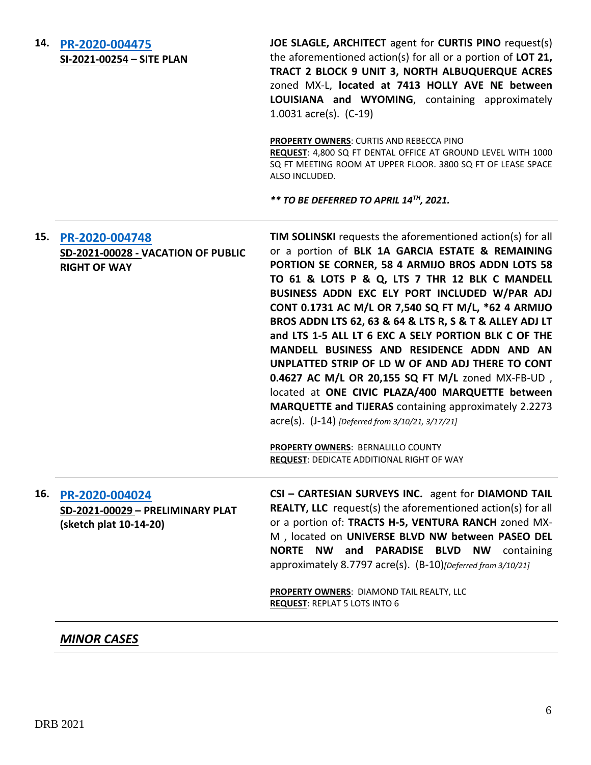**14.** **[PR-2020-004475](#)**
**SI-2021-00254 – SITE PLAN**

**JOE SLAGLE, ARCHITECT** agent for **CURTIS PINO** request(s) the aforementioned action(s) for all or a portion of **LOT 21, TRACT 2 BLOCK 9 UNIT 3, NORTH ALBUQUERQUE ACRES** zoned MX-L, **located at 7413 HOLLY AVE NE between LOUISIANA and WYOMING**, containing approximately 1.0031 acre(s). (C-19)

**PROPERTY OWNERS**: CURTIS AND REBECCA PINO
**REQUEST**: 4,800 SQ FT DENTAL OFFICE AT GROUND LEVEL WITH 1000 SQ FT MEETING ROOM AT UPPER FLOOR. 3800 SQ FT OF LEASE SPACE ALSO INCLUDED.

***** TO BE DEFERRED TO APRIL 14TH, 2021.***

---

**15.** **[PR-2020-004748](#)**
**SD-2021-00028 - VACATION OF PUBLIC RIGHT OF WAY**

**TIM SOLINSKI** requests the aforementioned action(s) for all or a portion of **BLK 1A GARCIA ESTATE & REMAINING PORTION SE CORNER, 58 4 ARMIJO BROS ADDN LOTS 58 TO 61 & LOTS P & Q, LTS 7 THR 12 BLK C MANDELL BUSINESS ADDN EXC ELY PORT INCLUDED W/PAR ADJ CONT 0.1731 AC M/L OR 7,540 SQ FT M/L, *62 4 ARMIJO BROS ADDN LTS 62, 63 & 64 & LTS R, S & T & ALLEY ADJ LT and LTS 1-5 ALL LT 6 EXC A SELY PORTION BLK C OF THE MANDELL BUSINESS AND RESIDENCE ADDN AND AN UNPLATTED STRIP OF LD W OF AND ADJ THERE TO CONT 0.4627 AC M/L OR 20,155 SQ FT M/L** zoned MX-FB-UD , located at **ONE CIVIC PLAZA/400 MARQUETTE between MARQUETTE and TIJERAS** containing approximately 2.2273 acre(s). (J-14) *[Deferred from 3/10/21, 3/17/21]*

**PROPERTY OWNERS**: BERNALILLO COUNTY
**REQUEST**: DEDICATE ADDITIONAL RIGHT OF WAY

---

**16.** **[PR-2020-004024](#)**
**SD-2021-00029 – PRELIMINARY PLAT (sketch plat 10-14-20)**

**CSI – CARTESIAN SURVEYS INC.** agent for **DIAMOND TAIL REALTY, LLC** request(s) the aforementioned action(s) for all or a portion of: **TRACTS H-5, VENTURA RANCH** zoned MX-M , located on **UNIVERSE BLVD NW between PASEO DEL NORTE NW and PARADISE BLVD NW** containing approximately 8.7797 acre(s). (B-10)*[Deferred from 3/10/21]*

**PROPERTY OWNERS**: DIAMOND TAIL REALTY, LLC
**REQUEST**: REPLAT 5 LOTS INTO 6

---

***MINOR CASES***

---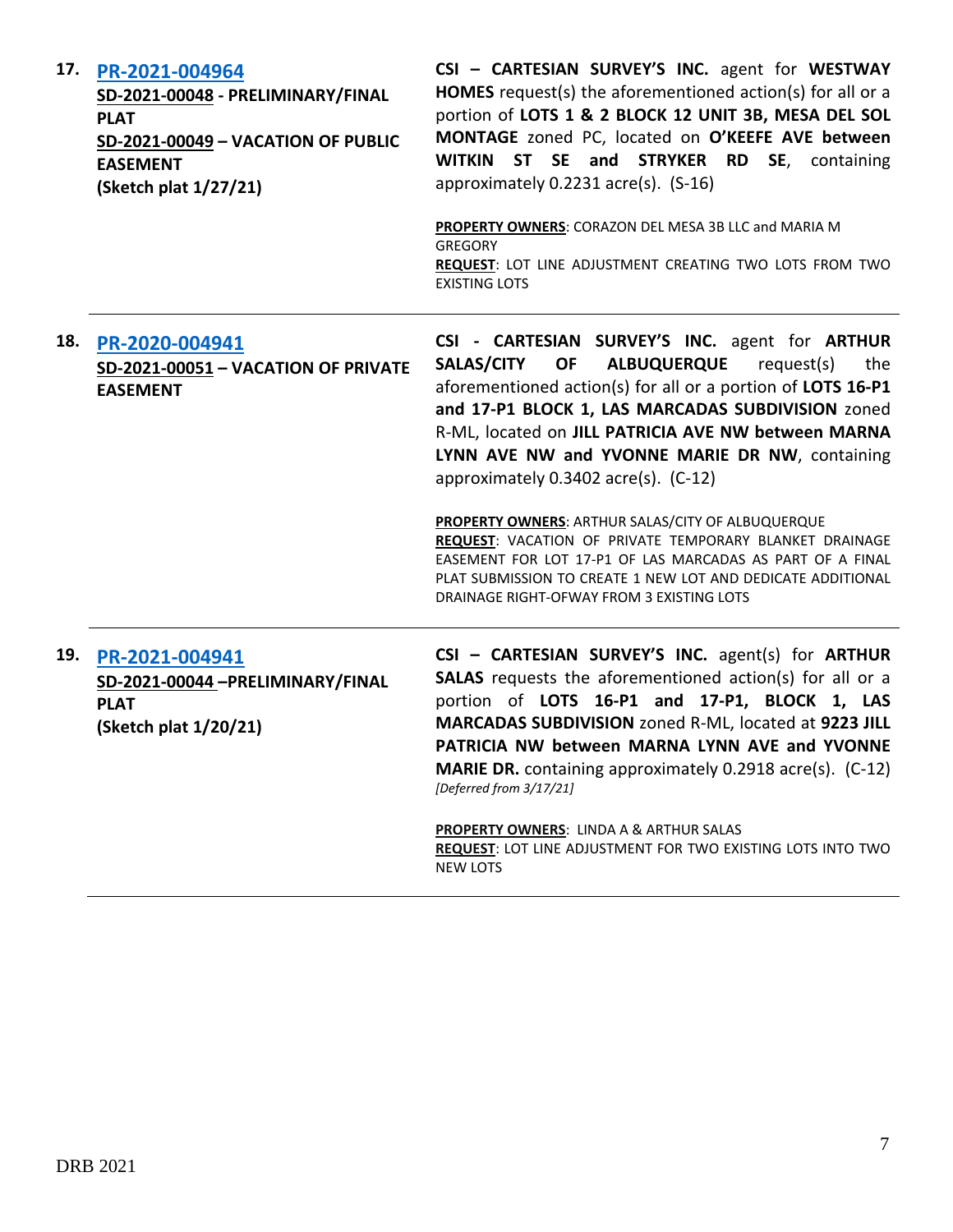17. **PR-2021-004964**
**SD-2021-00048 - PRELIMINARY/FINAL PLAT**
**SD-2021-00049 – VACATION OF PUBLIC EASEMENT**
**(Sketch plat 1/27/21)**

**CSI – CARTESIAN SURVEY'S INC.** agent for **WESTWAY HOMES** request(s) the aforementioned action(s) for all or a portion of **LOTS 1 & 2 BLOCK 12 UNIT 3B, MESA DEL SOL MONTAGE** zoned PC, located on **O'KEEFE AVE between WITKIN ST SE and STRYKER RD SE**, containing approximately 0.2231 acre(s). (S-16)

**PROPERTY OWNERS**: CORAZON DEL MESA 3B LLC and MARIA M GREGORY
**REQUEST**: LOT LINE ADJUSTMENT CREATING TWO LOTS FROM TWO EXISTING LOTS

---

18. **PR-2020-004941**
**SD-2021-00051 – VACATION OF PRIVATE EASEMENT**

**CSI - CARTESIAN SURVEY'S INC.** agent for **ARTHUR SALAS/CITY OF ALBUQUERQUE** request(s) the aforementioned action(s) for all or a portion of **LOTS 16-P1 and 17-P1 BLOCK 1, LAS MARCADAS SUBDIVISION** zoned R-ML, located on **JILL PATRICIA AVE NW between MARNA LYNN AVE NW and YVONNE MARIE DR NW**, containing approximately 0.3402 acre(s). (C-12)

**PROPERTY OWNERS**: ARTHUR SALAS/CITY OF ALBUQUERQUE
**REQUEST**: VACATION OF PRIVATE TEMPORARY BLANKET DRAINAGE EASEMENT FOR LOT 17-P1 OF LAS MARCADAS AS PART OF A FINAL PLAT SUBMISSION TO CREATE 1 NEW LOT AND DEDICATE ADDITIONAL DRAINAGE RIGHT-OFWAY FROM 3 EXISTING LOTS

---

19. **PR-2021-004941**
**SD-2021-00044 –PRELIMINARY/FINAL PLAT**
**(Sketch plat 1/20/21)**

**CSI – CARTESIAN SURVEY'S INC.** agent(s) for **ARTHUR SALAS** requests the aforementioned action(s) for all or a portion of **LOTS 16-P1 and 17-P1, BLOCK 1, LAS MARCADAS SUBDIVISION** zoned R-ML, located at **9223 JILL PATRICIA NW between MARNA LYNN AVE and YVONNE MARIE DR.** containing approximately 0.2918 acre(s). (C-12)
*[Deferred from 3/17/21]*

**PROPERTY OWNERS**: LINDA A & ARTHUR SALAS
**REQUEST**: LOT LINE ADJUSTMENT FOR TWO EXISTING LOTS INTO TWO NEW LOTS

---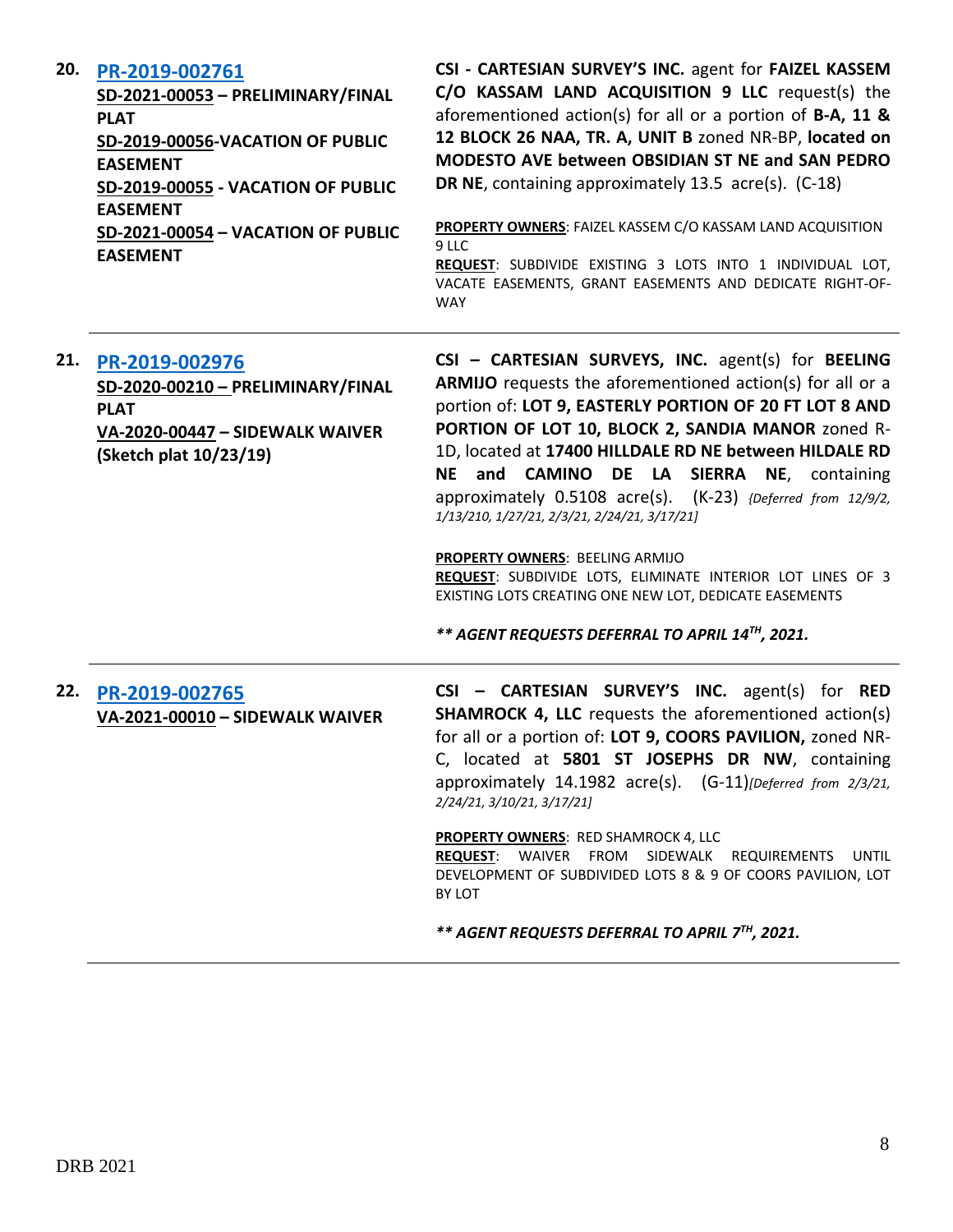**20. PR-2019-002761**
**SD-2021-00053 – PRELIMINARY/FINAL PLAT**
**SD-2019-00056-VACATION OF PUBLIC EASEMENT**
**SD-2019-00055 - VACATION OF PUBLIC EASEMENT**
**SD-2021-00054 – VACATION OF PUBLIC EASEMENT**

**CSI - CARTESIAN SURVEY'S INC.** agent for **FAIZEL KASSEM C/O KASSAM LAND ACQUISITION 9 LLC** request(s) the aforementioned action(s) for all or a portion of **B-A, 11 & 12 BLOCK 26 NAA, TR. A, UNIT B** zoned NR-BP, **located on MODESTO AVE between OBSIDIAN ST NE and SAN PEDRO DR NE**, containing approximately 13.5 acre(s). (C-18)

**PROPERTY OWNERS**: FAIZEL KASSEM C/O KASSAM LAND ACQUISITION 9 LLC
**REQUEST**: SUBDIVIDE EXISTING 3 LOTS INTO 1 INDIVIDUAL LOT, VACATE EASEMENTS, GRANT EASEMENTS AND DEDICATE RIGHT-OF-WAY

---

**21. PR-2019-002976**
**SD-2020-00210 – PRELIMINARY/FINAL PLAT**
**VA-2020-00447 – SIDEWALK WAIVER**
**(Sketch plat 10/23/19)**

**CSI – CARTESIAN SURVEYS, INC.** agent(s) for **BEELING ARMIJO** requests the aforementioned action(s) for all or a portion of: **LOT 9, EASTERLY PORTION OF 20 FT LOT 8 AND PORTION OF LOT 10, BLOCK 2, SANDIA MANOR** zoned R-1D, located at **17400 HILLDALE RD NE between HILDALE RD NE and CAMINO DE LA SIERRA NE**, containing approximately 0.5108 acre(s). (K-23) *{Deferred from 12/9/2, 1/13/210, 1/27/21, 2/3/21, 2/24/21, 3/17/21]*

**PROPERTY OWNERS**: BEELING ARMIJO
**REQUEST**: SUBDIVIDE LOTS, ELIMINATE INTERIOR LOT LINES OF 3 EXISTING LOTS CREATING ONE NEW LOT, DEDICATE EASEMENTS

***** AGENT REQUESTS DEFERRAL TO APRIL 14TH, 2021.***

---

**22. PR-2019-002765**
**VA-2021-00010 – SIDEWALK WAIVER**

**CSI – CARTESIAN SURVEY'S INC.** agent(s) for **RED SHAMROCK 4, LLC** requests the aforementioned action(s) for all or a portion of: **LOT 9, COORS PAVILION,** zoned NR-C, located at **5801 ST JOSEPHS DR NW**, containing approximately 14.1982 acre(s). (G-11)*[Deferred from 2/3/21, 2/24/21, 3/10/21, 3/17/21]*

**PROPERTY OWNERS**: RED SHAMROCK 4, LLC
**REQUEST**: WAIVER FROM SIDEWALK REQUIREMENTS UNTIL DEVELOPMENT OF SUBDIVIDED LOTS 8 & 9 OF COORS PAVILION, LOT BY LOT

***** AGENT REQUESTS DEFERRAL TO APRIL 7TH, 2021.***

---

DRB 2021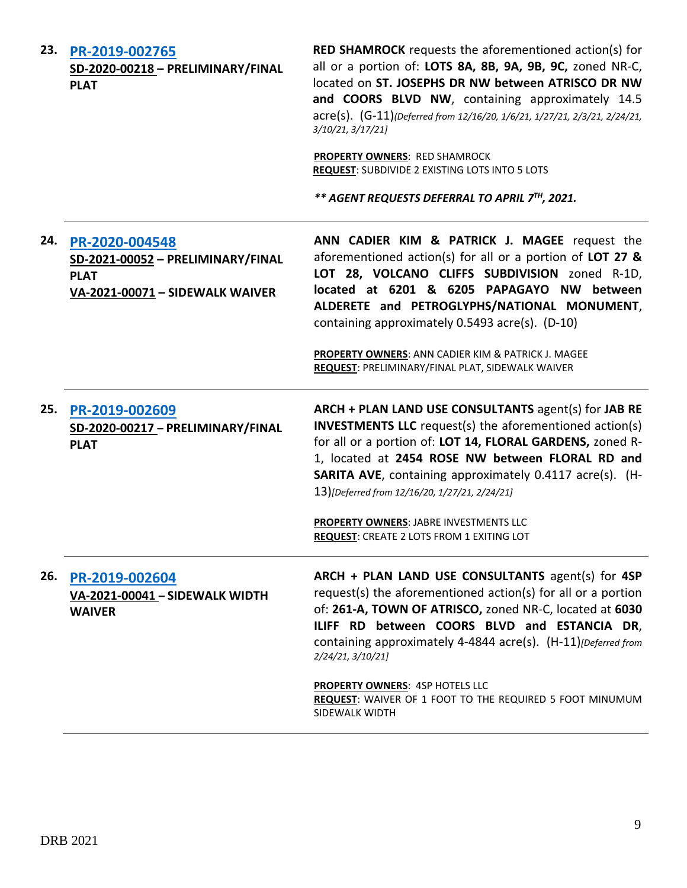**23. [PR-2019-002765](#)**
**SD-2020-00218 – PRELIMINARY/FINAL PLAT**

**RED SHAMROCK** requests the aforementioned action(s) for all or a portion of: **LOTS 8A, 8B, 9A, 9B, 9C,** zoned NR-C, located on **ST. JOSEPHS DR NW between ATRISCO DR NW and COORS BLVD NW**, containing approximately 14.5 acre(s). (G-11)*(Deferred from 12/16/20, 1/6/21, 1/27/21, 2/3/21, 2/24/21, 3/10/21, 3/17/21]*

**PROPERTY OWNERS**: RED SHAMROCK
**REQUEST**: SUBDIVIDE 2 EXISTING LOTS INTO 5 LOTS

***\*\* AGENT REQUESTS DEFERRAL TO APRIL 7TH, 2021.***

---

**24. [PR-2020-004548](#)**
**SD-2021-00052 – PRELIMINARY/FINAL PLAT**
**VA-2021-00071 – SIDEWALK WAIVER**

**ANN CADIER KIM & PATRICK J. MAGEE** request the aforementioned action(s) for all or a portion of **LOT 27 & LOT 28, VOLCANO CLIFFS SUBDIVISION** zoned R-1D, **located at 6201 & 6205 PAPAGAYO NW between ALDERETE and PETROGLYPHS/NATIONAL MONUMENT**, containing approximately 0.5493 acre(s). (D-10)

**PROPERTY OWNERS**: ANN CADIER KIM & PATRICK J. MAGEE
**REQUEST**: PRELIMINARY/FINAL PLAT, SIDEWALK WAIVER

---

**25. [PR-2019-002609](#)**
**SD-2020-00217 – PRELIMINARY/FINAL PLAT**

**ARCH + PLAN LAND USE CONSULTANTS** agent(s) for **JAB RE INVESTMENTS LLC** request(s) the aforementioned action(s) for all or a portion of: **LOT 14, FLORAL GARDENS,** zoned R-1, located at **2454 ROSE NW between FLORAL RD and SARITA AVE**, containing approximately 0.4117 acre(s). (H-13)*[Deferred from 12/16/20, 1/27/21, 2/24/21]*

**PROPERTY OWNERS**: JABRE INVESTMENTS LLC
**REQUEST**: CREATE 2 LOTS FROM 1 EXITING LOT

---

**26. [PR-2019-002604](#)**
**VA-2021-00041 – SIDEWALK WIDTH WAIVER**

**ARCH + PLAN LAND USE CONSULTANTS** agent(s) for **4SP** request(s) the aforementioned action(s) for all or a portion of: **261-A, TOWN OF ATRISCO,** zoned NR-C, located at **6030 ILIFF RD between COORS BLVD and ESTANCIA DR**, containing approximately 4-4844 acre(s). (H-11)*[Deferred from 2/24/21, 3/10/21]*

**PROPERTY OWNERS**: 4SP HOTELS LLC
**REQUEST**: WAIVER OF 1 FOOT TO THE REQUIRED 5 FOOT MINUMUM SIDEWALK WIDTH

---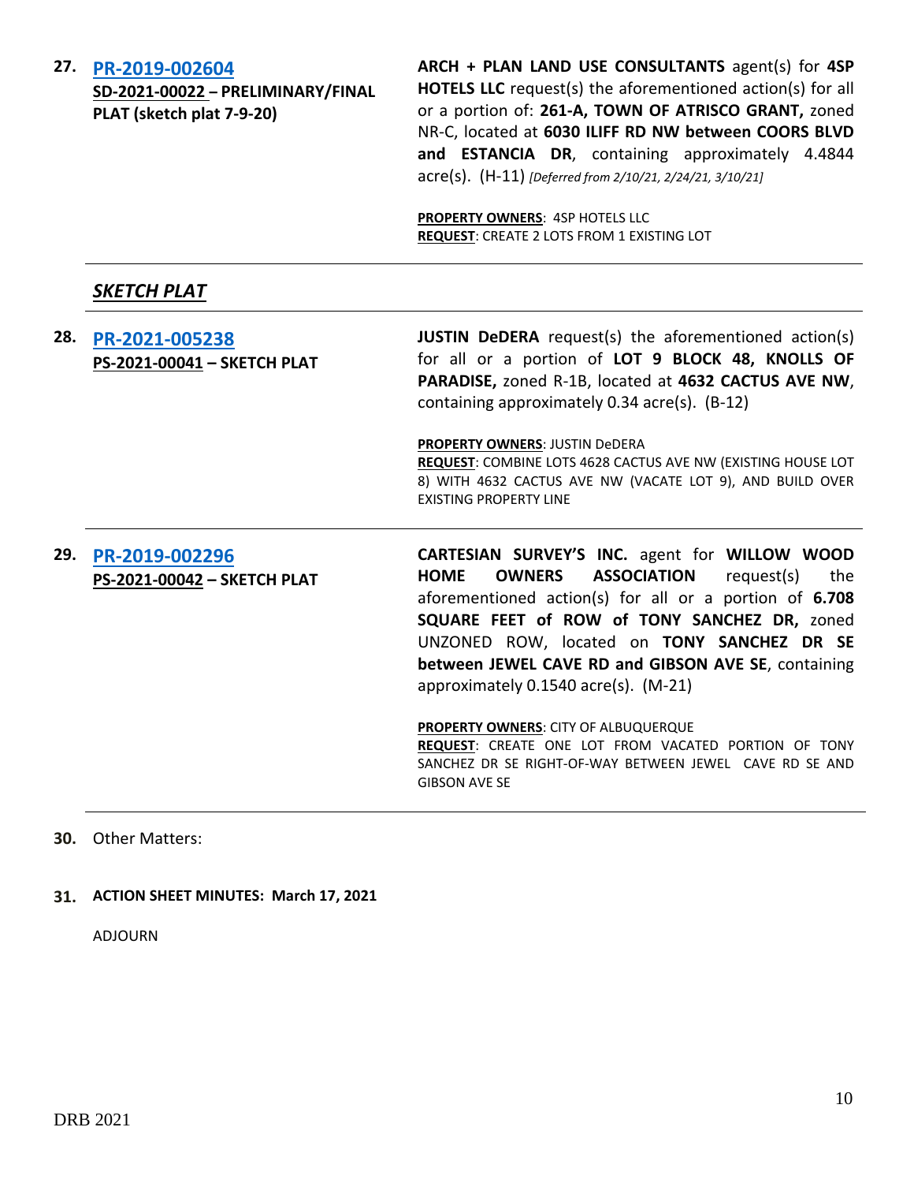**27.** **[PR-2019-002604](#)**
**SD-2021-00022 – PRELIMINARY/FINAL PLAT (sketch plat 7-9-20)**

**ARCH + PLAN LAND USE CONSULTANTS** agent(s) for **4SP HOTELS LLC** request(s) the aforementioned action(s) for all or a portion of: **261-A, TOWN OF ATRISCO GRANT,** zoned NR-C, located at **6030 ILIFF RD NW between COORS BLVD and ESTANCIA DR**, containing approximately 4.4844 acre(s). (H-11) *[Deferred from 2/10/21, 2/24/21, 3/10/21]*

**PROPERTY OWNERS**: 4SP HOTELS LLC
**REQUEST**: CREATE 2 LOTS FROM 1 EXISTING LOT

---

## *SKETCH PLAT*

---

**28.** **[PR-2021-005238](#)**
**PS-2021-00041 – SKETCH PLAT**

**JUSTIN DeDERA** request(s) the aforementioned action(s) for all or a portion of **LOT 9 BLOCK 48, KNOLLS OF PARADISE,** zoned R-1B, located at **4632 CACTUS AVE NW**, containing approximately 0.34 acre(s). (B-12)

**PROPERTY OWNERS**: JUSTIN DeDERA
**REQUEST**: COMBINE LOTS 4628 CACTUS AVE NW (EXISTING HOUSE LOT 8) WITH 4632 CACTUS AVE NW (VACATE LOT 9), AND BUILD OVER EXISTING PROPERTY LINE

---

**29.** **[PR-2019-002296](#)**
**PS-2021-00042 – SKETCH PLAT**

**CARTESIAN SURVEY'S INC.** agent for **WILLOW WOOD HOME OWNERS ASSOCIATION** request(s) the aforementioned action(s) for all or a portion of **6.708 SQUARE FEET of ROW of TONY SANCHEZ DR,** zoned UNZONED ROW, located on **TONY SANCHEZ DR SE between JEWEL CAVE RD and GIBSON AVE SE**, containing approximately 0.1540 acre(s). (M-21)

**PROPERTY OWNERS**: CITY OF ALBUQUERQUE
**REQUEST**: CREATE ONE LOT FROM VACATED PORTION OF TONY SANCHEZ DR SE RIGHT-OF-WAY BETWEEN JEWEL CAVE RD SE AND GIBSON AVE SE

---

**30.** Other Matters:

**31.** **ACTION SHEET MINUTES: March 17, 2021**

ADJOURN